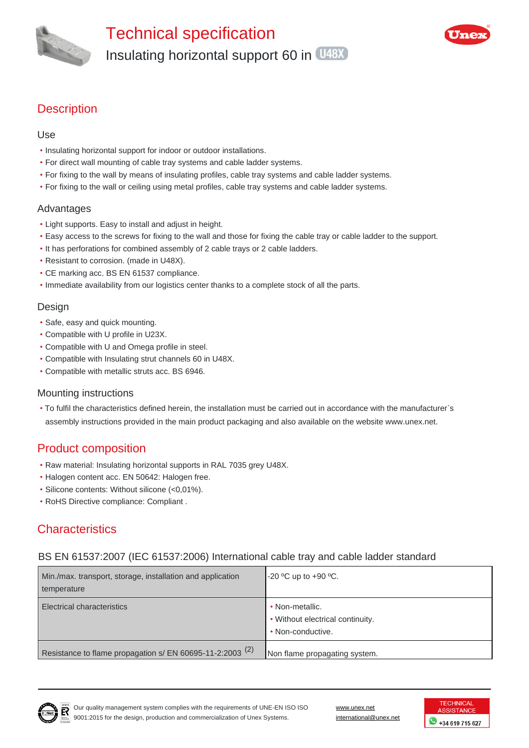# Technical specification

Insulating horizontal support 60 in U48X

## Description

### Use

- Insulating horizontal support for indoor or outdoor installations.
- For direct wall mounting of cable tray systems and cable ladder systems.
- For fixing to the wall by means of insulating profiles, cable tray systems and cable ladder systems.
- For fixing to the wall or ceiling using metal profiles, cable tray systems and cable ladder systems.

### Advantages

- Light supports. Easy to install and adjust in height.
- Easy access to the screws for fixing to the wall and those for fixing the cable tray or cable ladder to the support.
- It has perforations for combined assembly of 2 cable trays or 2 cable ladders.
- Resistant to corrosion. (made in U48X).
- CE marking acc. BS EN 61537 compliance.
- Immediate availability from our logistics center thanks to a complete stock of all the parts.

### Design

- Safe, easy and quick mounting.
- Compatible with U profile in U23X.
- Compatible with U and Omega profile in steel.
- Compatible with Insulating strut channels 60 in U48X.
- Compatible with metallic struts acc. BS 6946.

### Mounting instructions

- To fulfil the characteristics defined herein, the installation must be carried out in accordance with the manufacturer`s assembly instructions provided in the main product packaging and also available on the website www.unex.net.

## Product composition

- Raw material: Insulating horizontal supports in RAL 7035 grey U48X.
- Halogen content acc. EN 50642: Halogen free.
- Silicone contents: Without silicone (<0,01%).
- RoHS Directive compliance: Compliant .

## Characteristics

### BS EN 61537:2007 (IEC 61537:2006) International cable tray and cable ladder standard

| | |
|---|---|
| Min./max. transport, storage, installation and application temperature | -20 ºC up to +90 ºC. |
| Electrical characteristics | • Non-metallic.<br>• Without electrical continuity.<br>• Non-conductive. |
| Resistance to flame propagation s/ EN 60695-11-2:2003 (2) | Non flame propagating system. |

Our quality management system complies with the requirements of UNE-EN ISO ISO 9001:2015 for the design, production and commercialization of Unex Systems.

www.unex.net
international@unex.net

TECHNICAL ASSISTANCE +34 619 715 627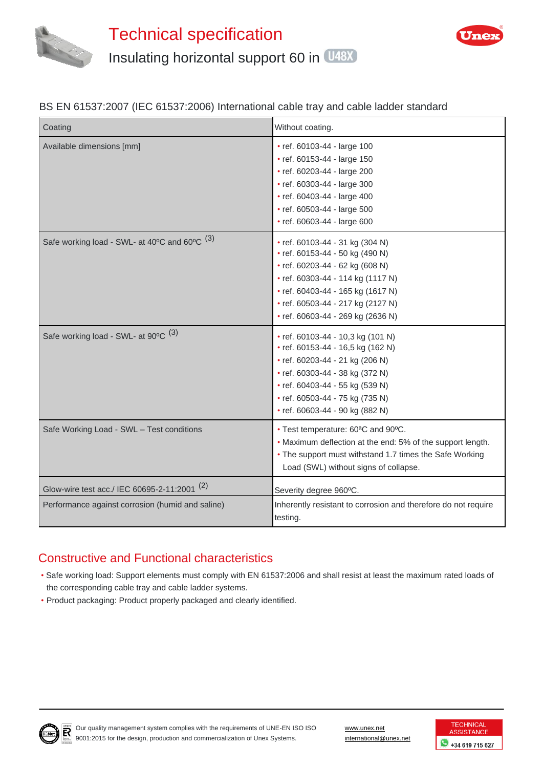# Technical specification

## Insulating horizontal support 60 in U48X

BS EN 61537:2007 (IEC 61537:2006) International cable tray and cable ladder standard

| Coating | Without coating. |
|---|---|
| Available dimensions [mm] | • ref. 60103-44 - large 100<br>• ref. 60153-44 - large 150<br>• ref. 60203-44 - large 200<br>• ref. 60303-44 - large 300<br>• ref. 60403-44 - large 400<br>• ref. 60503-44 - large 500<br>• ref. 60603-44 - large 600 |
| Safe working load - SWL- at 40ºC and 60ºC (3) | • ref. 60103-44 - 31 kg (304 N)<br>• ref. 60153-44 - 50 kg (490 N)<br>• ref. 60203-44 - 62 kg (608 N)<br>• ref. 60303-44 - 114 kg (1117 N)<br>• ref. 60403-44 - 165 kg (1617 N)<br>• ref. 60503-44 - 217 kg (2127 N)<br>• ref. 60603-44 - 269 kg (2636 N) |
| Safe working load - SWL- at 90ºC (3) | • ref. 60103-44 - 10,3 kg (101 N)<br>• ref. 60153-44 - 16,5 kg (162 N)<br>• ref. 60203-44 - 21 kg (206 N)<br>• ref. 60303-44 - 38 kg (372 N)<br>• ref. 60403-44 - 55 kg (539 N)<br>• ref. 60503-44 - 75 kg (735 N)<br>• ref. 60603-44 - 90 kg (882 N) |
| Safe Working Load - SWL – Test conditions | • Test temperature: 60ªC and 90ºC.<br>• Maximum deflection at the end: 5% of the support length.<br>• The support must withstand 1.7 times the Safe Working Load (SWL) without signs of collapse. |
| Glow-wire test acc./ IEC 60695-2-11:2001 (2) | Severity degree 960ºC. |
| Performance against corrosion (humid and saline) | Inherently resistant to corrosion and therefore do not require testing. |

## Constructive and Functional characteristics

- Safe working load: Support elements must comply with EN 61537:2006 and shall resist at least the maximum rated loads of the corresponding cable tray and cable ladder systems.
- Product packaging: Product properly packaged and clearly identified.

Our quality management system complies with the requirements of UNE-EN ISO ISO 9001:2015 for the design, production and commercialization of Unex Systems.

www.unex.net
international@unex.net

TECHNICAL ASSISTANCE +34 619 715 627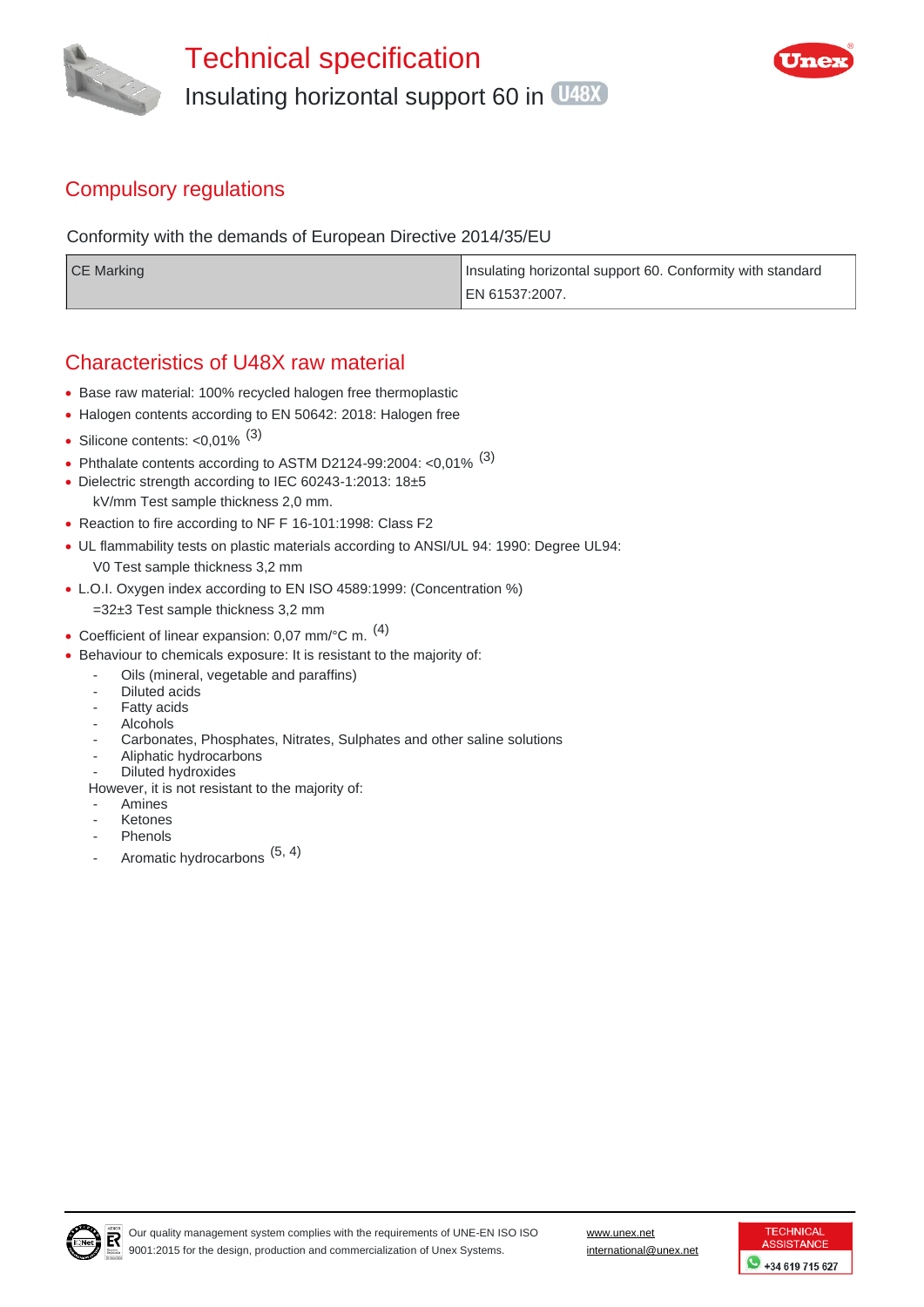// Technical specification

Insulating horizontal support 60 in U48X

## Compulsory regulations

Conformity with the demands of European Directive 2014/35/EU

| CE Marking | Insulating horizontal support 60. Conformity with standard EN 61537:2007. |
|---|---|

## Characteristics of U48X raw material

- Base raw material: 100% recycled halogen free thermoplastic
- Halogen contents according to EN 50642: 2018: Halogen free
- Silicone contents: <0,01% (3)
- Phthalate contents according to ASTM D2124-99:2004: <0,01% (3)
- Dielectric strength according to IEC 60243-1:2013: 18±5 kV/mm Test sample thickness 2,0 mm.
- Reaction to fire according to NF F 16-101:1998: Class F2
- UL flammability tests on plastic materials according to ANSI/UL 94: 1990: Degree UL94: V0 Test sample thickness 3,2 mm
- L.O.I. Oxygen index according to EN ISO 4589:1999: (Concentration %) =32±3 Test sample thickness 3,2 mm
- Coefficient of linear expansion: 0,07 mm/°C m. (4)
- Behaviour to chemicals exposure: It is resistant to the majority of:
  - Oils (mineral, vegetable and paraffins)
  - Diluted acids
  - Fatty acids
  - Alcohols
  - Carbonates, Phosphates, Nitrates, Sulphates and other saline solutions
  - Aliphatic hydrocarbons
  - Diluted hydroxides

  However, it is not resistant to the majority of:
  - Amines
  - Ketones
  - Phenols
  - Aromatic hydrocarbons (5, 4)

Our quality management system complies with the requirements of UNE-EN ISO ISO 9001:2015 for the design, production and commercialization of Unex Systems.

www.unex.net
international@unex.net

TECHNICAL ASSISTANCE +34 619 715 627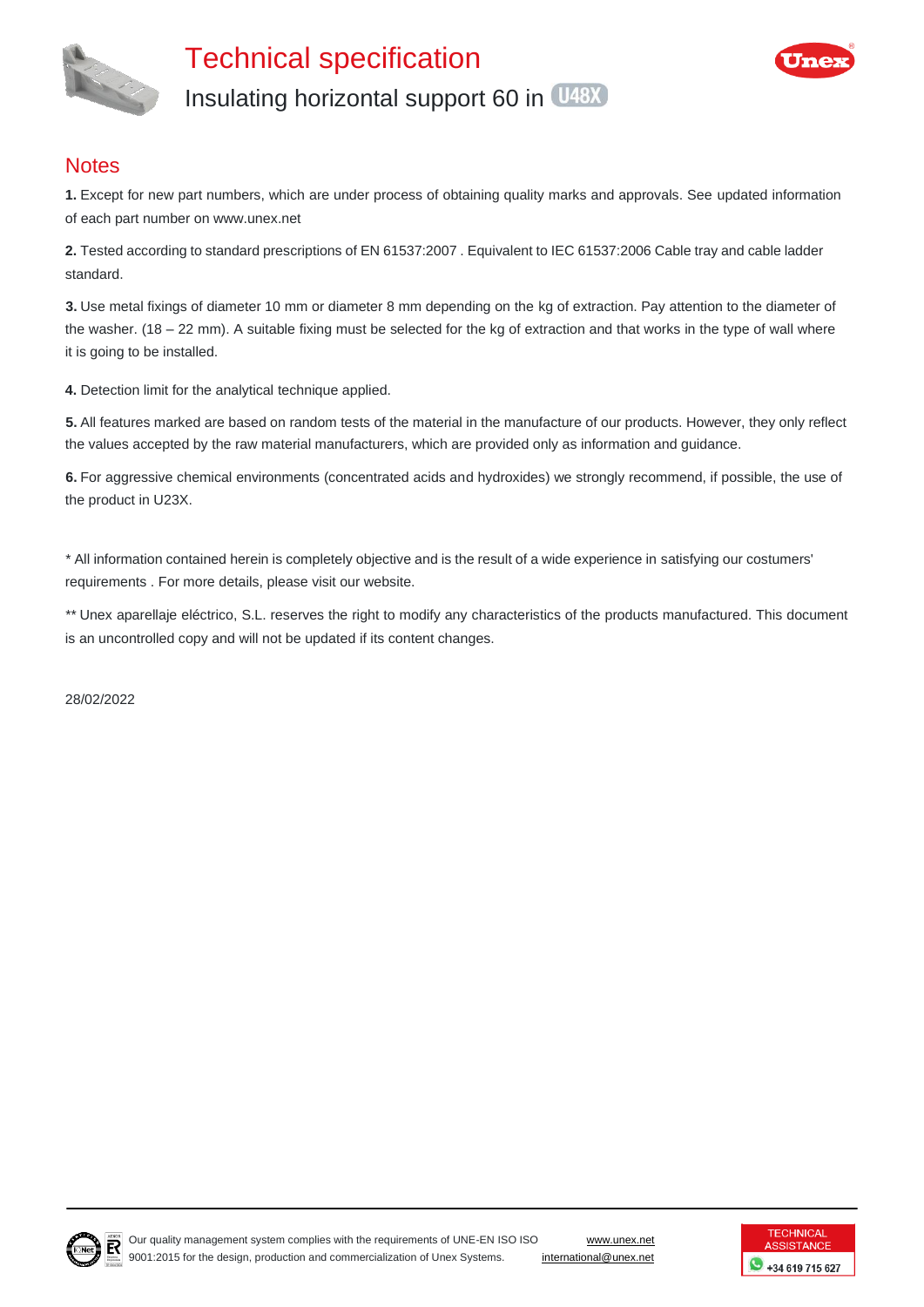## Notes

**1.** Except for new part numbers, which are under process of obtaining quality marks and approvals. See updated information of each part number on www.unex.net

**2.** Tested according to standard prescriptions of EN 61537:2007 . Equivalent to IEC 61537:2006 Cable tray and cable ladder standard.

**3.** Use metal fixings of diameter 10 mm or diameter 8 mm depending on the kg of extraction. Pay attention to the diameter of the washer. (18 – 22 mm). A suitable fixing must be selected for the kg of extraction and that works in the type of wall where it is going to be installed.

**4.** Detection limit for the analytical technique applied.

**5.** All features marked are based on random tests of the material in the manufacture of our products. However, they only reflect the values accepted by the raw material manufacturers, which are provided only as information and guidance.

**6.** For aggressive chemical environments (concentrated acids and hydroxides) we strongly recommend, if possible, the use of the product in U23X.

* All information contained herein is completely objective and is the result of a wide experience in satisfying our costumers' requirements . For more details, please visit our website.

** Unex aparellaje eléctrico, S.L. reserves the right to modify any characteristics of the products manufactured. This document is an uncontrolled copy and will not be updated if its content changes.

28/02/2022

Our quality management system complies with the requirements of UNE-EN ISO ISO 9001:2015 for the design, production and commercialization of Unex Systems.

www.unex.net
international@unex.net

TECHNICAL ASSISTANCE
+34 619 715 627